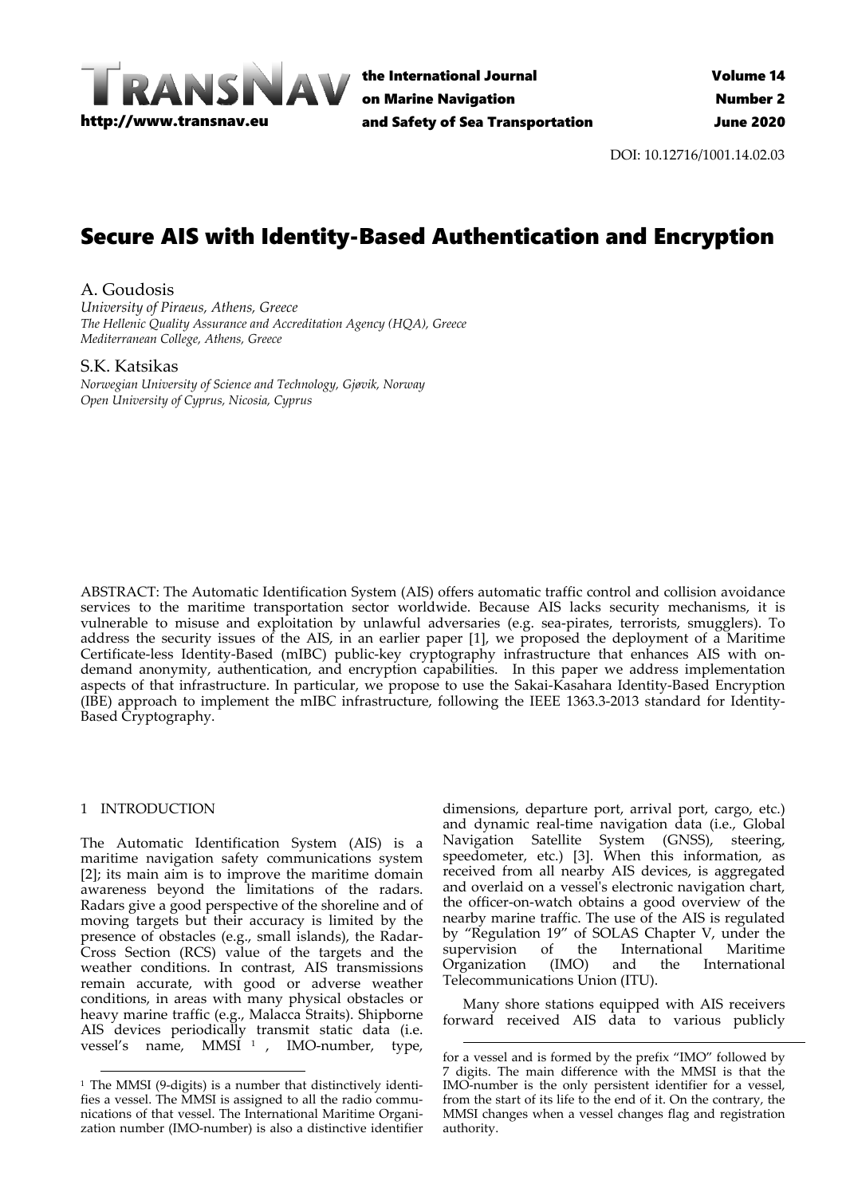DOI: 10.12716/1001.14.02.03

# Secure AIS with Identity-Based Authentication and Encryption

A. Goudosis
*University of Piraeus, Athens, Greece*
*The Hellenic Quality Assurance and Accreditation Agency (HQA), Greece*
*Mediterranean College, Athens, Greece*

S.K. Katsikas
*Norwegian University of Science and Technology, Gjøvik, Norway*
*Open University of Cyprus, Nicosia, Cyprus*

ABSTRACT: The Automatic Identification System (AIS) offers automatic traffic control and collision avoidance services to the maritime transportation sector worldwide. Because AIS lacks security mechanisms, it is vulnerable to misuse and exploitation by unlawful adversaries (e.g. sea-pirates, terrorists, smugglers). To address the security issues of the AIS, in an earlier paper [1], we proposed the deployment of a Maritime Certificate-less Identity-Based (mIBC) public-key cryptography infrastructure that enhances AIS with on-demand anonymity, authentication, and encryption capabilities. In this paper we address implementation aspects of that infrastructure. In particular, we propose to use the Sakai-Kasahara Identity-Based Encryption (IBE) approach to implement the mIBC infrastructure, following the IEEE 1363.3-2013 standard for Identity-Based Cryptography.

## 1 INTRODUCTION

The Automatic Identification System (AIS) is a maritime navigation safety communications system [2]; its main aim is to improve the maritime domain awareness beyond the limitations of the radars. Radars give a good perspective of the shoreline and of moving targets but their accuracy is limited by the presence of obstacles (e.g., small islands), the Radar-Cross Section (RCS) value of the targets and the weather conditions. In contrast, AIS transmissions remain accurate, with good or adverse weather conditions, in areas with many physical obstacles or heavy marine traffic (e.g., Malacca Straits). Shipborne AIS devices periodically transmit static data (i.e. vessel's name, MMSI [1], IMO-number, type, dimensions, departure port, arrival port, cargo, etc.) and dynamic real-time navigation data (i.e., Global Navigation Satellite System (GNSS), steering, speedometer, etc.) [3]. When this information, as received from all nearby AIS devices, is aggregated and overlaid on a vessel's electronic navigation chart, the officer-on-watch obtains a good overview of the nearby marine traffic. The use of the AIS is regulated by "Regulation 19" of SOLAS Chapter V, under the supervision of the International Maritime Organization (IMO) and the International Telecommunications Union (ITU).

Many shore stations equipped with AIS receivers forward received AIS data to various publicly

[1] The MMSI (9-digits) is a number that distinctively identifies a vessel. The MMSI is assigned to all the radio communications of that vessel. The International Maritime Organization number (IMO-number) is also a distinctive identifier for a vessel and is formed by the prefix "IMO" followed by 7 digits. The main difference with the MMSI is that the IMO-number is the only persistent identifier for a vessel, from the start of its life to the end of it. On the contrary, the MMSI changes when a vessel changes flag and registration authority.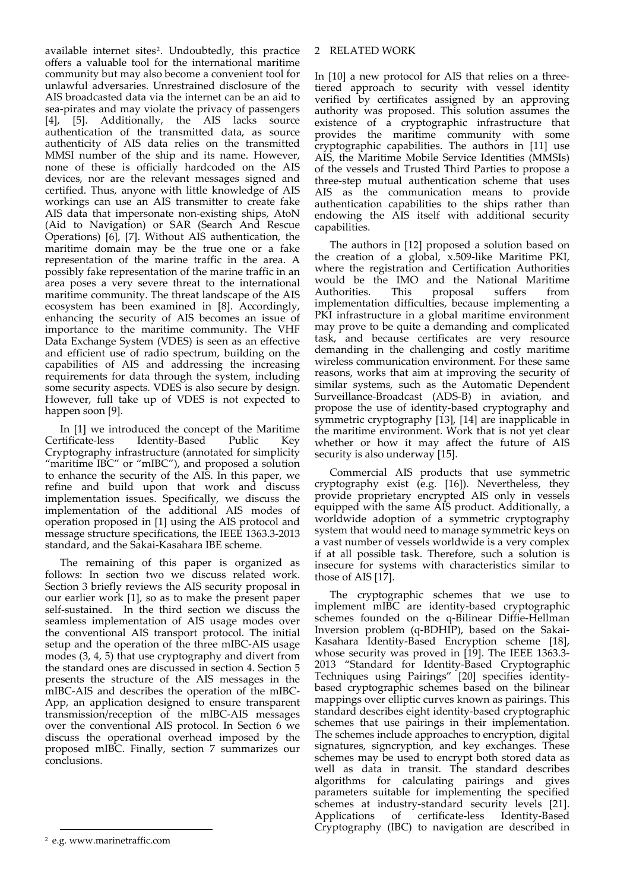available internet sites[2]. Undoubtedly, this practice offers a valuable tool for the international maritime community but may also become a convenient tool for unlawful adversaries. Unrestrained disclosure of the AIS broadcasted data via the internet can be an aid to sea-pirates and may violate the privacy of passengers [4], [5]. Additionally, the AIS lacks source authentication of the transmitted data, as source authenticity of AIS data relies on the transmitted MMSI number of the ship and its name. However, none of these is officially hardcoded on the AIS devices, nor are the relevant messages signed and certified. Thus, anyone with little knowledge of AIS workings can use an AIS transmitter to create fake AIS data that impersonate non-existing ships, AtoN (Aid to Navigation) or SAR (Search And Rescue Operations) [6], [7]. Without AIS authentication, the maritime domain may be the true one or a fake representation of the marine traffic in the area. A possibly fake representation of the marine traffic in an area poses a very severe threat to the international maritime community. The threat landscape of the AIS ecosystem has been examined in [8]. Accordingly, enhancing the security of AIS becomes an issue of importance to the maritime community. The VHF Data Exchange System (VDES) is seen as an effective and efficient use of radio spectrum, building on the capabilities of AIS and addressing the increasing requirements for data through the system, including some security aspects. VDES is also secure by design. However, full take up of VDES is not expected to happen soon [9].

In [1] we introduced the concept of the Maritime Certificate-less Identity-Based Public Key Cryptography infrastructure (annotated for simplicity "maritime IBC" or "mIBC"), and proposed a solution to enhance the security of the AIS. In this paper, we refine and build upon that work and discuss implementation issues. Specifically, we discuss the implementation of the additional AIS modes of operation proposed in [1] using the AIS protocol and message structure specifications, the IEEE 1363.3-2013 standard, and the Sakai-Kasahara IBE scheme.

The remaining of this paper is organized as follows: In section two we discuss related work. Section 3 briefly reviews the AIS security proposal in our earlier work [1], so as to make the present paper self-sustained. In the third section we discuss the seamless implementation of AIS usage modes over the conventional AIS transport protocol. The initial setup and the operation of the three mIBC-AIS usage modes (3, 4, 5) that use cryptography and divert from the standard ones are discussed in section 4. Section 5 presents the structure of the AIS messages in the mIBC-AIS and describes the operation of the mIBC-App, an application designed to ensure transparent transmission/reception of the mIBC-AIS messages over the conventional AIS protocol. In Section 6 we discuss the operational overhead imposed by the proposed mIBC. Finally, section 7 summarizes our conclusions.

## 2 RELATED WORK

In [10] a new protocol for AIS that relies on a three-tiered approach to security with vessel identity verified by certificates assigned by an approving authority was proposed. This solution assumes the existence of a cryptographic infrastructure that provides the maritime community with some cryptographic capabilities. The authors in [11] use AIS, the Maritime Mobile Service Identities (MMSIs) of the vessels and Trusted Third Parties to propose a three-step mutual authentication scheme that uses AIS as the communication means to provide authentication capabilities to the ships rather than endowing the AIS itself with additional security capabilities.

The authors in [12] proposed a solution based on the creation of a global, x.509-like Maritime PKI, where the registration and Certification Authorities would be the IMO and the National Maritime Authorities. This proposal suffers from implementation difficulties, because implementing a PKI infrastructure in a global maritime environment may prove to be quite a demanding and complicated task, and because certificates are very resource demanding in the challenging and costly maritime wireless communication environment. For these same reasons, works that aim at improving the security of similar systems, such as the Automatic Dependent Surveillance-Broadcast (ADS-B) in aviation, and propose the use of identity-based cryptography and symmetric cryptography [13], [14] are inapplicable in the maritime environment. Work that is not yet clear whether or how it may affect the future of AIS security is also underway [15].

Commercial AIS products that use symmetric cryptography exist (e.g. [16]). Nevertheless, they provide proprietary encrypted AIS only in vessels equipped with the same AIS product. Additionally, a worldwide adoption of a symmetric cryptography system that would need to manage symmetric keys on a vast number of vessels worldwide is a very complex if at all possible task. Therefore, such a solution is insecure for systems with characteristics similar to those of AIS [17].

The cryptographic schemes that we use to implement mIBC are identity-based cryptographic schemes founded on the q-Bilinear Diffie-Hellman Inversion problem (q-BDHIP), based on the Sakai-Kasahara Identity-Based Encryption scheme [18], whose security was proved in [19]. The IEEE 1363.3-2013 "Standard for Identity-Based Cryptographic Techniques using Pairings" [20] specifies identity-based cryptographic schemes based on the bilinear mappings over elliptic curves known as pairings. This standard describes eight identity-based cryptographic schemes that use pairings in their implementation. The schemes include approaches to encryption, digital signatures, signcryption, and key exchanges. These schemes may be used to encrypt both stored data as well as data in transit. The standard describes algorithms for calculating pairings and gives parameters suitable for implementing the specified schemes at industry-standard security levels [21]. Applications of certificate-less Identity-Based Cryptography (IBC) to navigation are described in

[2] e.g. www.marinetraffic.com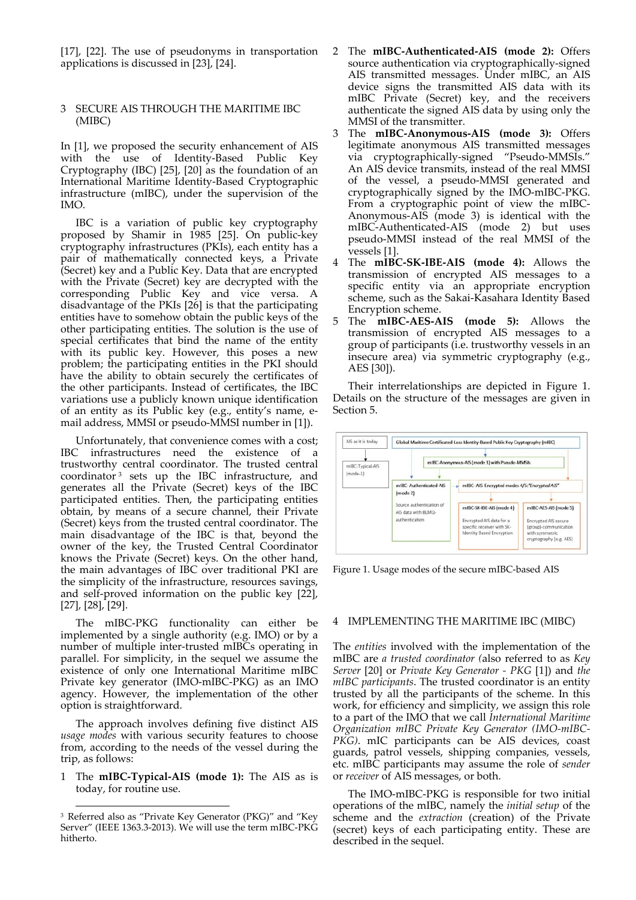[17], [22]. The use of pseudonyms in transportation applications is discussed in [23], [24].

## 3 SECURE AIS THROUGH THE MARITIME IBC (MIBC)

In [1], we proposed the security enhancement of AIS with the use of Identity-Based Public Key Cryptography (IBC) [25], [20] as the foundation of an International Maritime Identity-Based Cryptographic infrastructure (mIBC), under the supervision of the IMO.

IBC is a variation of public key cryptography proposed by Shamir in 1985 [25]. On public-key cryptography infrastructures (PKIs), each entity has a pair of mathematically connected keys, a Private (Secret) key and a Public Key. Data that are encrypted with the Private (Secret) key are decrypted with the corresponding Public Key and vice versa. A disadvantage of the PKIs [26] is that the participating entities have to somehow obtain the public keys of the other participating entities. The solution is the use of special certificates that bind the name of the entity with its public key. However, this poses a new problem; the participating entities in the PKI should have the ability to obtain securely the certificates of the other participants. Instead of certificates, the IBC variations use a publicly known unique identification of an entity as its Public key (e.g., entity's name, e-mail address, MMSI or pseudo-MMSI number in [1]).

Unfortunately, that convenience comes with a cost; IBC infrastructures need the existence of a trustworthy central coordinator. The trusted central coordinator [3] sets up the IBC infrastructure, and generates all the Private (Secret) keys of the IBC participated entities. Then, the participating entities obtain, by means of a secure channel, their Private (Secret) keys from the trusted central coordinator. The main disadvantage of the IBC is that, beyond the owner of the key, the Trusted Central Coordinator knows the Private (Secret) keys. On the other hand, the main advantages of IBC over traditional PKI are the simplicity of the infrastructure, resources savings, and self-proved information on the public key [22], [27], [28], [29].

The mIBC-PKG functionality can either be implemented by a single authority (e.g. IMO) or by a number of multiple inter-trusted mIBCs operating in parallel. For simplicity, in the sequel we assume the existence of only one International Maritime mIBC Private key generator (IMO-mIBC-PKG) as an IMO agency. However, the implementation of the other option is straightforward.

The approach involves defining five distinct AIS *usage modes* with various security features to choose from, according to the needs of the vessel during the trip, as follows:

1. The **mIBC-Typical-AIS (mode 1):** The AIS as is today, for routine use.
2. The **mIBC-Authenticated-AIS (mode 2):** Offers source authentication via cryptographically-signed AIS transmitted messages. Under mIBC, an AIS device signs the transmitted AIS data with its mIBC Private (Secret) key, and the receivers authenticate the signed AIS data by using only the MMSI of the transmitter.
3. The **mIBC-Anonymous-AIS (mode 3):** Offers legitimate anonymous AIS transmitted messages via cryptographically-signed "Pseudo-MMSIs." An AIS device transmits, instead of the real MMSI of the vessel, a pseudo-MMSI generated and cryptographically signed by the IMO-mIBC-PKG. From a cryptographic point of view the mIBC-Anonymous-AIS (mode 3) is identical with the mIBC-Authenticated-AIS (mode 2) but uses pseudo-MMSI instead of the real MMSI of the vessels [1].
4. The **mIBC-SK-IBE-AIS (mode 4):** Allows the transmission of encrypted AIS messages to a specific entity via an appropriate encryption scheme, such as the Sakai-Kasahara Identity Based Encryption scheme.
5. The **mIBC-AES-AIS (mode 5):** Allows the transmission of encrypted AIS messages to a group of participants (i.e. trustworthy vessels in an insecure area) via symmetric cryptography (e.g., AES [30]).

Their interrelationships are depicted in Figure 1. Details on the structure of the messages are given in Section 5.

Figure 1. Usage modes of the secure mIBC-based AIS

## 4 IMPLEMENTING THE MARITIME IBC (MIBC)

The *entities* involved with the implementation of the mIBC are *a trusted coordinator (*also referred to as *Key Server* [20] or *Private Key Generator - PKG* [1]) and *the mIBC participants*. The trusted coordinator is an entity trusted by all the participants of the scheme. In this work, for efficiency and simplicity, we assign this role to a part of the IMO that we call *International Maritime Organization mIBC Private Key Generator (IMO-mIBC-PKG)*. mIC participants can be AIS devices, coast guards, patrol vessels, shipping companies, vessels, etc. mIBC participants may assume the role of *sender* or *receiver* of AIS messages, or both.

The IMO-mIBC-PKG is responsible for two initial operations of the mIBC, namely the *initial setup* of the scheme and the *extraction* (creation) of the Private (secret) keys of each participating entity. These are described in the sequel.

[3] Referred also as "Private Key Generator (PKG)" and "Key Server" (IEEE 1363.3-2013). We will use the term mIBC-PKG hitherto.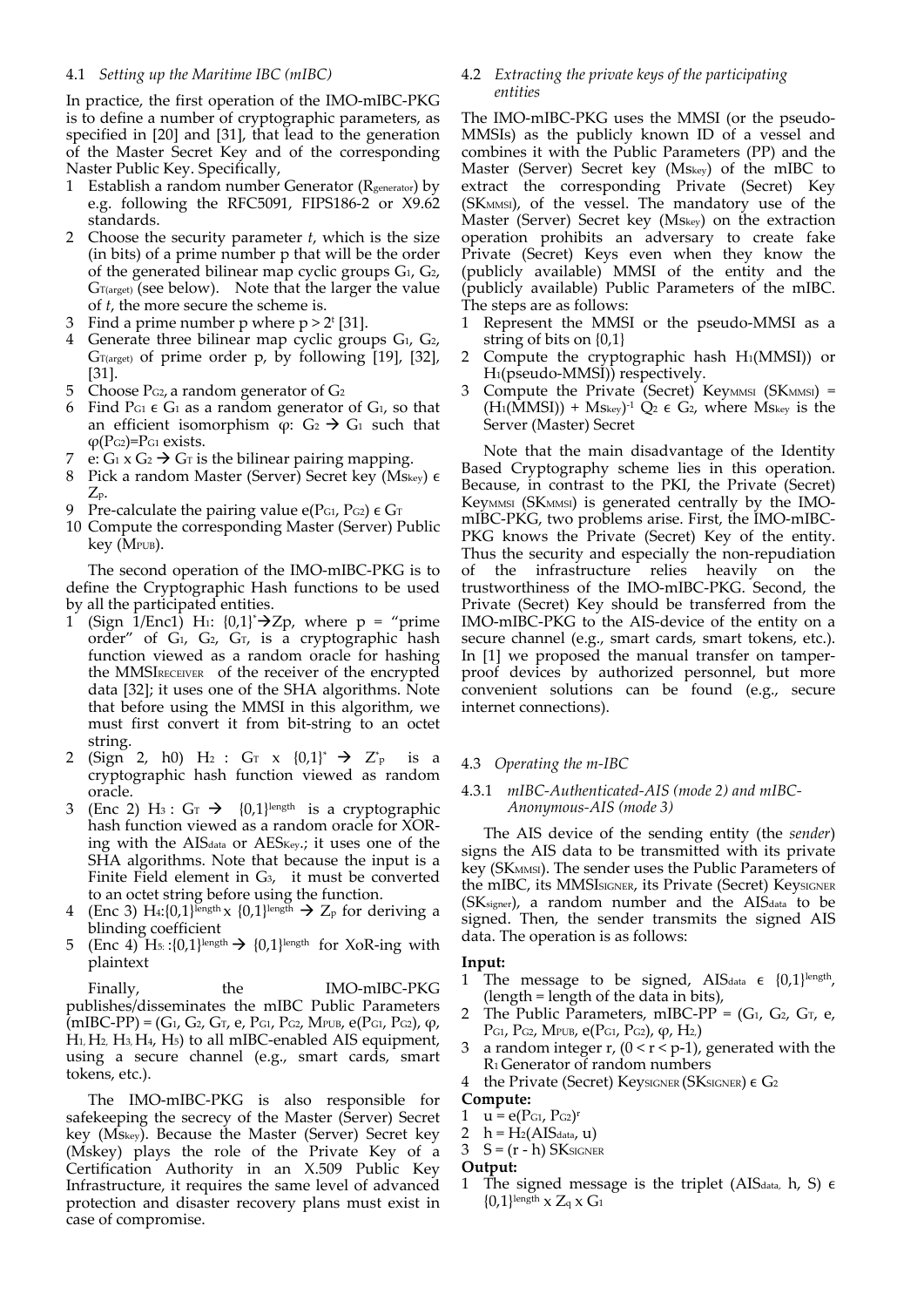### 4.1 *Setting up the Maritime IBC (mIBC)*

In practice, the first operation of the IMO-mIBC-PKG is to define a number of cryptographic parameters, as specified in [20] and [31], that lead to the generation of the Master Secret Key and of the corresponding Naster Public Key. Specifically,

1. Establish a random number Generator ($R_{generator}$) by e.g. following the RFC5091, FIPS186-2 or X9.62 standards.
2. Choose the security parameter *t*, which is the size (in bits) of a prime number p that will be the order of the generated bilinear map cyclic groups $G_1$, $G_2$, $G_{T(arget)}$ (see below). Note that the larger the value of *t*, the more secure the scheme is.
3. Find a prime number p where $p > 2^t$ [31].
4. Generate three bilinear map cyclic groups $G_1$, $G_2$, $G_{T(arget)}$ of prime order p, by following [19], [32], [31].
5. Choose $P_{G2}$, a random generator of $G_2$
6. Find $P_{G1} \in G_1$ as a random generator of $G_1$, so that an efficient isomorphism $\varphi$: $G_2 \rightarrow G_1$ such that $\varphi(P_{G2})=P_{G1}$ exists.
7. e: $G_1 \times G_2 \rightarrow G_T$ is the bilinear pairing mapping.
8. Pick a random Master (Server) Secret key ($Ms_{key}$) $\in Z_p$.
9. Pre-calculate the pairing value $e(P_{G1}, P_{G2}) \in G_T$
10. Compute the corresponding Master (Server) Public key ($M_{PUB}$).

The second operation of the IMO-mIBC-PKG is to define the Cryptographic Hash functions to be used by all the participated entities.

1. (Sign 1/Enc1) $H_1$: $\{0,1\}^* \rightarrow Z_p$, where p = "prime order" of $G_1$, $G_2$, $G_T$, is a cryptographic hash function viewed as a random oracle for hashing the $MMSI_{RECEIVER}$ of the receiver of the encrypted data [32]; it uses one of the SHA algorithms. Note that before using the MMSI in this algorithm, we must first convert it from bit-string to an octet string.
2. (Sign 2, h0) $H_2$ : $G_T \times \{0,1\}^* \rightarrow Z^*_p$ is a cryptographic hash function viewed as random oracle.
3. (Enc 2) $H_3$ : $G_T \rightarrow \{0,1\}^{length}$ is a cryptographic hash function viewed as a random oracle for XOR-ing with the $AIS_{data}$ or $AES_{Key}$.; it uses one of the SHA algorithms. Note that because the input is a Finite Field element in $G_3$, it must be converted to an octet string before using the function.
4. (Enc 3) $H_4$:$\{0,1\}^{length} \times \{0,1\}^{length} \rightarrow Z_p$ for deriving a blinding coefficient
5. (Enc 4) $H_5$: :$\{0,1\}^{length} \rightarrow \{0,1\}^{length}$ for XoR-ing with plaintext

Finally, the IMO-mIBC-PKG publishes/disseminates the mIBC Public Parameters (mIBC-PP) = ($G_1$, $G_2$, $G_T$, e, $P_{G1}$, $P_{G2}$, $M_{PUB}$, $e(P_{G1}, P_{G2})$, $\varphi$, $H_1$, $H_2$, $H_3$, $H_4$, $H_5$) to all mIBC-enabled AIS equipment, using a secure channel (e.g., smart cards, smart tokens, etc.).

The IMO-mIBC-PKG is also responsible for safekeeping the secrecy of the Master (Server) Secret key ($Ms_{key}$). Because the Master (Server) Secret key (Mskey) plays the role of the Private Key of a Certification Authority in an X.509 Public Key Infrastructure, it requires the same level of advanced protection and disaster recovery plans must exist in case of compromise.

### 4.2 *Extracting the private keys of the participating entities*

The IMO-mIBC-PKG uses the MMSI (or the pseudo-MMSIs) as the publicly known ID of a vessel and combines it with the Public Parameters (PP) and the Master (Server) Secret key ($Ms_{key}$) of the mIBC to extract the corresponding Private (Secret) Key ($SK_{MMSI}$), of the vessel. The mandatory use of the Master (Server) Secret key ($Ms_{key}$) on the extraction operation prohibits an adversary to create fake Private (Secret) Keys even when they know the (publicly available) MMSI of the entity and the (publicly available) Public Parameters of the mIBC. The steps are as follows:

1. Represent the MMSI or the pseudo-MMSI as a string of bits on {0,1}
2. Compute the cryptographic hash $H_1$(MMSI)) or $H_1$(pseudo-MMSI)) respectively.
3. Compute the Private (Secret) $Key_{MMSI}$ ($SK_{MMSI}$) = $(H_1(MMSI)) + Ms_{key})^{-1} Q_2 \in G_2$, where $Ms_{key}$ is the Server (Master) Secret

Note that the main disadvantage of the Identity Based Cryptography scheme lies in this operation. Because, in contrast to the PKI, the Private (Secret) $Key_{MMSI}$ ($SK_{MMSI}$) is generated centrally by the IMO-mIBC-PKG, two problems arise. First, the IMO-mIBC-PKG knows the Private (Secret) Key of the entity. Thus the security and especially the non-repudiation of the infrastructure relies heavily on the trustworthiness of the IMO-mIBC-PKG. Second, the Private (Secret) Key should be transferred from the IMO-mIBC-PKG to the AIS-device of the entity on a secure channel (e.g., smart cards, smart tokens, etc.). In [1] we proposed the manual transfer on tamper-proof devices by authorized personnel, but more convenient solutions can be found (e.g., secure internet connections).

### 4.3 *Operating the m-IBC*

#### 4.3.1 *mIBC-Authenticated-AIS (mode 2) and mIBC-Anonymous-AIS (mode 3)*

The AIS device of the sending entity (the *sender*) signs the AIS data to be transmitted with its private key ($SK_{MMSI}$). The sender uses the Public Parameters of the mIBC, its $MMSI_{SIGNER}$, its Private (Secret) $Key_{SIGNER}$ ($SK_{signer}$), a random number and the $AIS_{data}$ to be signed. Then, the sender transmits the signed AIS data. The operation is as follows:

**Input:**

1. The message to be signed, $AIS_{data} \in \{0,1\}^{length}$, (length = length of the data in bits),
2. The Public Parameters, mIBC-PP = ($G_1$, $G_2$, $G_T$, e, $P_{G1}$, $P_{G2}$, $M_{PUB}$, $e(P_{G1}, P_{G2})$, $\varphi$, $H_2$)
3. a random integer r, $(0 < r < p-1)$, generated with the $R_1$ Generator of random numbers
4. the Private (Secret) $Key_{SIGNER}$ ($SK_{SIGNER}$) $\in G_2$

**Compute:**

1. $u = e(P_{G1}, P_{G2})^r$
2. $h = H_2(AIS_{data}, u)$
3. $S = (r - h) SK_{SIGNER}$

**Output:**

1. The signed message is the triplet ($AIS_{data}$, h, S) $\in \{0,1\}^{length} \times Z_q \times G_1$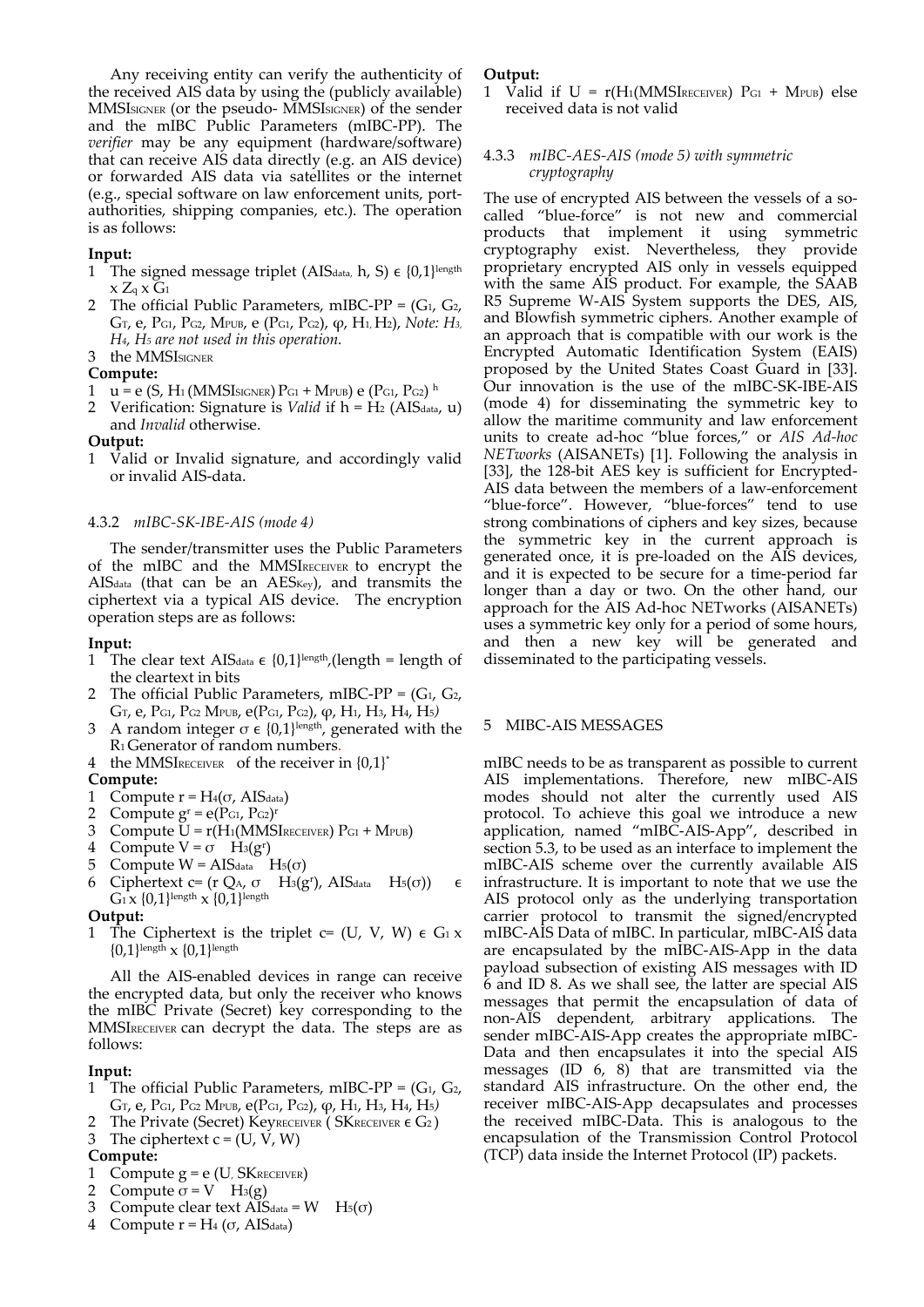Any receiving entity can verify the authenticity of the received AIS data by using the (publicly available) $MMSI_{SIGNER}$ (or the pseudo- $MMSI_{SIGNER}$) of the sender and the mIBC Public Parameters (mIBC-PP). The *verifier* may be any equipment (hardware/software) that can receive AIS data directly (e.g. an AIS device) or forwarded AIS data via satellites or the internet (e.g., special software on law enforcement units, port-authorities, shipping companies, etc.). The operation is as follows:

**Input:**

1. The signed message triplet ($AIS_{data}$, h, S) $\in \{0,1\}^{length} \times Z_q \times G_1$
2. The official Public Parameters, mIBC-PP = ($G_1$, $G_2$, $G_T$, e, $P_{G1}$, $P_{G2}$, $M_{PUB}$, e ($P_{G1}$, $P_{G2}$), φ, $H_1$, $H_2$), *Note: $H_3$, $H_4$, $H_5$ are not used in this operation.*
3. the $MMSI_{SIGNER}$

**Compute:**

1. $u = e(S, H_1(MMSI_{SIGNER}) P_{G1} + M_{PUB})\, e(P_{G1}, P_{G2})^h$
2. Verification: Signature is *Valid* if h = $H_2$ ($AIS_{data}$, u) and *Invalid* otherwise.

**Output:**

1. Valid or Invalid signature, and accordingly valid or invalid AIS-data.

### 4.3.2 *mIBC-SK-IBE-AIS (mode 4)*

The sender/transmitter uses the Public Parameters of the mIBC and the $MMSI_{RECEIVER}$ to encrypt the $AIS_{data}$ (that can be an $AES_{Key}$), and transmits the ciphertext via a typical AIS device. The encryption operation steps are as follows:

**Input:**

1. The clear text $AIS_{data} \in \{0,1\}^{length}$,(length = length of the cleartext in bits
2. The official Public Parameters, mIBC-PP = ($G_1$, $G_2$, $G_T$, e, $P_{G1}$, $P_{G2}$ $M_{PUB}$, e($P_{G1}$, $P_{G2}$), φ, $H_1$, $H_3$, $H_4$, $H_5$)
3. A random integer $\sigma \in \{0,1\}^{length}$, generated with the $R_1$ Generator of random numbers.
4. the $MMSI_{RECEIVER}$ of the receiver in $\{0,1\}^*$

**Compute:**

1. Compute r = $H_4$(σ, $AIS_{data}$)
2. Compute $g^r = e(P_{G1}, P_{G2})^r$
3. Compute $U = r(H_1(MMSI_{RECEIVER}) P_{G1} + M_{PUB})$
4. Compute $V = \sigma \oplus H_3(g^r)$
5. Compute $W = AIS_{data} \oplus H_5(\sigma)$
6. Ciphertext c= (r $Q_A$, $\sigma \oplus H_3(g^r)$, $AIS_{data} \oplus H_5(\sigma)$) $\in G_1 \times \{0,1\}^{length} \times \{0,1\}^{length}$

**Output:**

1. The Ciphertext is the triplet c= (U, V, W) $\in G_1 \times \{0,1\}^{length} \times \{0,1\}^{length}$

All the AIS-enabled devices in range can receive the encrypted data, but only the receiver who knows the mIBC Private (Secret) key corresponding to the $MMSI_{RECEIVER}$ can decrypt the data. The steps are as follows:

**Input:**

1. The official Public Parameters, mIBC-PP = ($G_1$, $G_2$, $G_T$, e, $P_{G1}$, $P_{G2}$ $M_{PUB}$, e($P_{G1}$, $P_{G2}$), φ, $H_1$, $H_3$, $H_4$, $H_5$)
2. The Private (Secret) $Key_{RECEIVER}$ ( $SK_{RECEIVER} \in G_2$ )
3. The ciphertext c = (U, V, W)

**Compute:**

1. Compute g = e (U, $SK_{RECEIVER}$)
2. Compute $\sigma = V \oplus H_3(g)$
3. Compute clear text $AIS_{data} = W \oplus H_5(\sigma)$
4. Compute r = $H_4$ (σ, $AIS_{data}$)

**Output:**

1. Valid if $U = r(H_1(MMSI_{RECEIVER}) P_{G1} + M_{PUB})$ else received data is not valid

### 4.3.3 *mIBC-AES-AIS (mode 5) with symmetric cryptography*

The use of encrypted AIS between the vessels of a so-called "blue-force" is not new and commercial products that implement it using symmetric cryptography exist. Nevertheless, they provide proprietary encrypted AIS only in vessels equipped with the same AIS product. For example, the SAAB R5 Supreme W-AIS System supports the DES, AIS, and Blowfish symmetric ciphers. Another example of an approach that is compatible with our work is the Encrypted Automatic Identification System (EAIS) proposed by the United States Coast Guard in [33]. Our innovation is the use of the mIBC-SK-IBE-AIS (mode 4) for disseminating the symmetric key to allow the maritime community and law enforcement units to create ad-hoc "blue forces," or *AIS Ad-hoc NETworks* (AISANETs) [1]. Following the analysis in [33], the 128-bit AES key is sufficient for Encrypted-AIS data between the members of a law-enforcement "blue-force". However, "blue-forces" tend to use strong combinations of ciphers and key sizes, because the symmetric key in the current approach is generated once, it is pre-loaded on the AIS devices, and it is expected to be secure for a time-period far longer than a day or two. On the other hand, our approach for the AIS Ad-hoc NETworks (AISANETs) uses a symmetric key only for a period of some hours, and then a new key will be generated and disseminated to the participating vessels.

## 5 MIBC-AIS MESSAGES

mIBC needs to be as transparent as possible to current AIS implementations. Therefore, new mIBC-AIS modes should not alter the currently used AIS protocol. To achieve this goal we introduce a new application, named "mIBC-AIS-App", described in section 5.3, to be used as an interface to implement the mIBC-AIS scheme over the currently available AIS infrastructure. It is important to note that we use the AIS protocol only as the underlying transportation carrier protocol to transmit the signed/encrypted mIBC-AIS Data of mIBC. In particular, mIBC-AIS data are encapsulated by the mIBC-AIS-App in the data payload subsection of existing AIS messages with ID 6 and ID 8. As we shall see, the latter are special AIS messages that permit the encapsulation of data of non-AIS dependent, arbitrary applications. The sender mIBC-AIS-App creates the appropriate mIBC-Data and then encapsulates it into the special AIS messages (ID 6, 8) that are transmitted via the standard AIS infrastructure. On the other end, the receiver mIBC-AIS-App decapsulates and processes the received mIBC-Data. This is analogous to the encapsulation of the Transmission Control Protocol (TCP) data inside the Internet Protocol (IP) packets.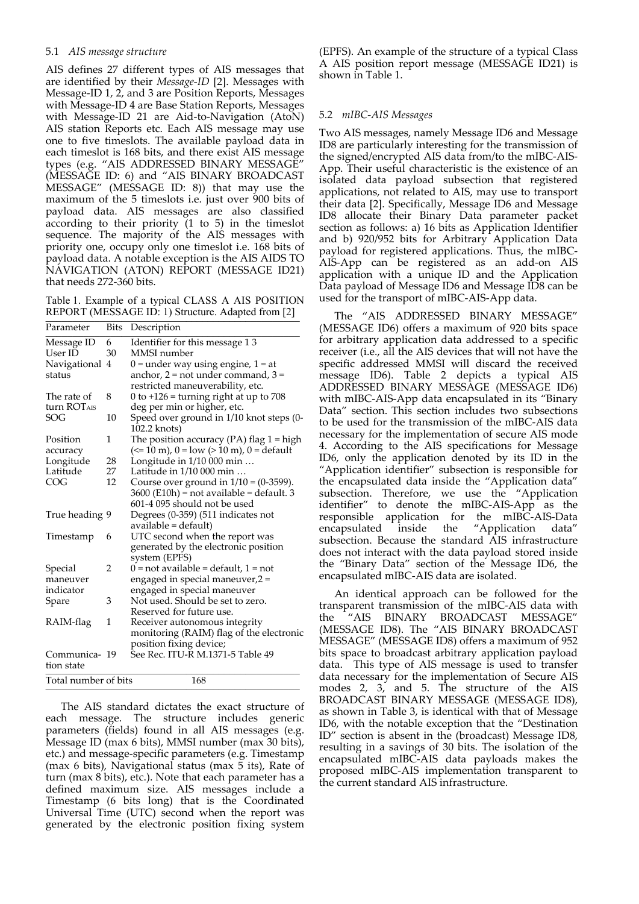### 5.1 *AIS message structure*

AIS defines 27 different types of AIS messages that are identified by their *Message-ID* [2]. Messages with Message-ID 1, 2, and 3 are Position Reports, Messages with Message-ID 4 are Base Station Reports, Messages with Message-ID 21 are Aid-to-Navigation (AtoN) AIS station Reports etc. Each AIS message may use one to five timeslots. The available payload data in each timeslot is 168 bits, and there exist AIS message types (e.g. "AIS ADDRESSED BINARY MESSAGE" (MESSAGE ID: 6) and "AIS BINARY BROADCAST MESSAGE" (MESSAGE ID: 8)) that may use the maximum of the 5 timeslots i.e. just over 900 bits of payload data. AIS messages are also classified according to their priority (1 to 5) in the timeslot sequence. The majority of the AIS messages with priority one, occupy only one timeslot i.e. 168 bits of payload data. A notable exception is the AIS AIDS TO NAVIGATION (ATON) REPORT (MESSAGE ID21) that needs 272-360 bits.

Table 1. Example of a typical CLASS A AIS POSITION REPORT (MESSAGE ID: 1) Structure. Adapted from [2]

| Parameter | Bits | Description |
|---|---|---|
| Message ID | 6 | Identifier for this message 1 3 |
| User ID | 30 | MMSI number |
| Navigational status | 4 | 0 = under way using engine, 1 = at anchor, 2 = not under command, 3 = restricted maneuverability, etc. |
| The rate of turn $ROT_{AIS}$ | 8 | 0 to +126 = turning right at up to 708 deg per min or higher, etc. |
| SOG | 10 | Speed over ground in 1/10 knot steps (0-102.2 knots) |
| Position accuracy | 1 | The position accuracy (PA) flag 1 = high (<= 10 m), 0 = low (> 10 m), 0 = default |
| Longitude | 28 | Longitude in 1/10 000 min … |
| Latitude | 27 | Latitude in 1/10 000 min … |
| COG | 12 | Course over ground in 1/10 = (0-3599). 3600 (E10h) = not available = default. 3 601-4 095 should not be used |
| True heading | 9 | Degrees (0-359) (511 indicates not available = default) |
| Timestamp | 6 | UTC second when the report was generated by the electronic position system (EPFS) |
| Special maneuver indicator | 2 | 0 = not available = default, 1 = not engaged in special maneuver, 2 = engaged in special maneuver |
| Spare | 3 | Not used. Should be set to zero. Reserved for future use. |
| RAIM-flag | 1 | Receiver autonomous integrity monitoring (RAIM) flag of the electronic position fixing device; |
| Communication state | 19 | See Rec. ITU-R M.1371-5 Table 49 |
| Total number of bits | | 168 |

The AIS standard dictates the exact structure of each message. The structure includes generic parameters (fields) found in all AIS messages (e.g. Message ID (max 6 bits), MMSI number (max 30 bits), etc.) and message-specific parameters (e.g. Timestamp (max 6 bits), Navigational status (max 5 its), Rate of turn (max 8 bits), etc.). Note that each parameter has a defined maximum size. AIS messages include a Timestamp (6 bits long) that is the Coordinated Universal Time (UTC) second when the report was generated by the electronic position fixing system (EPFS). An example of the structure of a typical Class A AIS position report message (MESSAGE ID21) is shown in Table 1.

### 5.2 *mIBC-AIS Messages*

Two AIS messages, namely Message ID6 and Message ID8 are particularly interesting for the transmission of the signed/encrypted AIS data from/to the mIBC-AIS-App. Their useful characteristic is the existence of an isolated data payload subsection that registered applications, not related to AIS, may use to transport their data [2]. Specifically, Message ID6 and Message ID8 allocate their Binary Data parameter packet section as follows: a) 16 bits as Application Identifier and b) 920/952 bits for Arbitrary Application Data payload for registered applications. Thus, the mIBC-AIS-App can be registered as an add-on AIS application with a unique ID and the Application Data payload of Message ID6 and Message ID8 can be used for the transport of mIBC-AIS-App data.

The "AIS ADDRESSED BINARY MESSAGE" (MESSAGE ID6) offers a maximum of 920 bits space for arbitrary application data addressed to a specific receiver (i.e., all the AIS devices that will not have the specific addressed MMSI will discard the received message ID6). Table 2 depicts a typical AIS ADDRESSED BINARY MESSAGE (MESSAGE ID6) with mIBC-AIS-App data encapsulated in its "Binary Data" section. This section includes two subsections to be used for the transmission of the mIBC-AIS data necessary for the implementation of secure AIS mode 4. According to the AIS specifications for Message ID6, only the application denoted by its ID in the "Application identifier" subsection is responsible for the encapsulated data inside the "Application data" subsection. Therefore, we use the "Application identifier" to denote the mIBC-AIS-App as the responsible application for the mIBC-AIS-Data encapsulated inside the "Application data" subsection. Because the standard AIS infrastructure does not interact with the data payload stored inside the "Binary Data" section of the Message ID6, the encapsulated mIBC-AIS data are isolated.

An identical approach can be followed for the transparent transmission of the mIBC-AIS data with the "AIS BINARY BROADCAST MESSAGE" (MESSAGE ID8). The "AIS BINARY BROADCAST MESSAGE" (MESSAGE ID8) offers a maximum of 952 bits space to broadcast arbitrary application payload data. This type of AIS message is used to transfer data necessary for the implementation of Secure AIS modes 2, 3, and 5. The structure of the AIS BROADCAST BINARY MESSAGE (MESSAGE ID8), as shown in Table 3, is identical with that of Message ID6, with the notable exception that the "Destination ID" section is absent in the (broadcast) Message ID8, resulting in a savings of 30 bits. The isolation of the encapsulated mIBC-AIS data payloads makes the proposed mIBC-AIS implementation transparent to the current standard AIS infrastructure.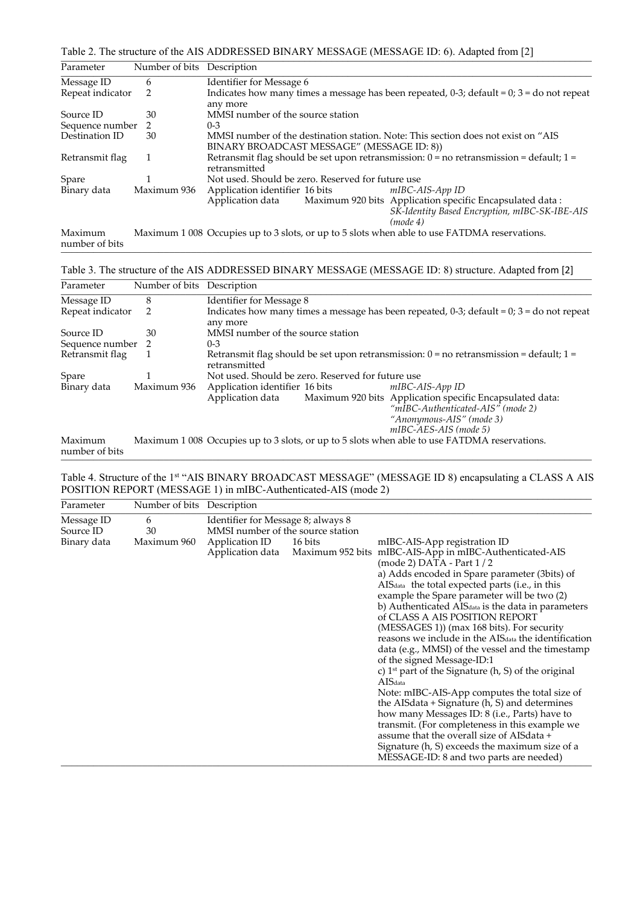Table 2. The structure of the AIS ADDRESSED BINARY MESSAGE (MESSAGE ID: 6). Adapted from [2]

| Parameter | Number of bits | Description | | |
|---|---|---|---|---|
| Message ID | 6 | Identifier for Message 6 | | |
| Repeat indicator | 2 | Indicates how many times a message has been repeated, 0-3; default = 0; 3 = do not repeat any more | | |
| Source ID | 30 | MMSI number of the source station | | |
| Sequence number | 2 | 0-3 | | |
| Destination ID | 30 | MMSI number of the destination station. Note: This section does not exist on "AIS BINARY BROADCAST MESSAGE" (MESSAGE ID: 8)) | | |
| Retransmit flag | 1 | Retransmit flag should be set upon retransmission: 0 = no retransmission = default; 1 = retransmitted | | |
| Spare | 1 | Not used. Should be zero. Reserved for future use | | |
| Binary data | Maximum 936 | Application identifier | 16 bits | *mIBC-AIS-App ID* |
| | | Application data | Maximum 920 bits | Application specific Encapsulated data : *SK-Identity Based Encryption, mIBC-SK-IBE-AIS (mode 4)* |
| Maximum number of bits | Maximum 1 008 | Occupies up to 3 slots, or up to 5 slots when able to use FATDMA reservations. | | |

Table 3. The structure of the AIS ADDRESSED BINARY MESSAGE (MESSAGE ID: 8) structure. Adapted from [2]

| Parameter | Number of bits | Description | | |
|---|---|---|---|---|
| Message ID | 8 | Identifier for Message 8 | | |
| Repeat indicator | 2 | Indicates how many times a message has been repeated, 0-3; default = 0; 3 = do not repeat any more | | |
| Source ID | 30 | MMSI number of the source station | | |
| Sequence number | 2 | 0-3 | | |
| Retransmit flag | 1 | Retransmit flag should be set upon retransmission: 0 = no retransmission = default; 1 = retransmitted | | |
| Spare | 1 | Not used. Should be zero. Reserved for future use | | |
| Binary data | Maximum 936 | Application identifier | 16 bits | *mIBC-AIS-App ID* |
| | | Application data | Maximum 920 bits | Application specific Encapsulated data: *"mIBC-Authenticated-AIS" (mode 2)* *"Anonymous-AIS" (mode 3)* *mIBC-AES-AIS (mode 5)* |
| Maximum number of bits | Maximum 1 008 | Occupies up to 3 slots, or up to 5 slots when able to use FATDMA reservations. | | |

Table 4. Structure of the 1st "AIS BINARY BROADCAST MESSAGE" (MESSAGE ID 8) encapsulating a CLASS A AIS POSITION REPORT (MESSAGE 1) in mIBC-Authenticated-AIS (mode 2)

| Parameter | Number of bits | Description | | |
|---|---|---|---|---|
| Message ID | 6 | Identifier for Message 8; always 8 | | |
| Source ID | 30 | MMSI number of the source station | | |
| Binary data | Maximum 960 | Application ID | 16 bits | mIBC-AIS-App registration ID |
| | | Application data | Maximum 952 bits | mIBC-AIS-App in mIBC-Authenticated-AIS (mode 2) DATA - Part 1 / 2<br>a) Adds encoded in Spare parameter (3bits) of $AIS_{data}$ the total expected parts (i.e., in this example the Spare parameter will be two (2)<br>b) Authenticated $AIS_{data}$ is the data in parameters of CLASS A AIS POSITION REPORT (MESSAGES 1)) (max 168 bits). For security reasons we include in the $AIS_{data}$ the identification data (e.g., MMSI) of the vessel and the timestamp of the signed Message-ID:1<br>c) 1st part of the Signature (h, S) of the original $AIS_{data}$<br>Note: mIBC-AIS-App computes the total size of the AISdata + Signature (h, S) and determines how many Messages ID: 8 (i.e., Parts) have to transmit. (For completeness in this example we assume that the overall size of AISdata + Signature (h, S) exceeds the maximum size of a MESSAGE-ID: 8 and two parts are needed) |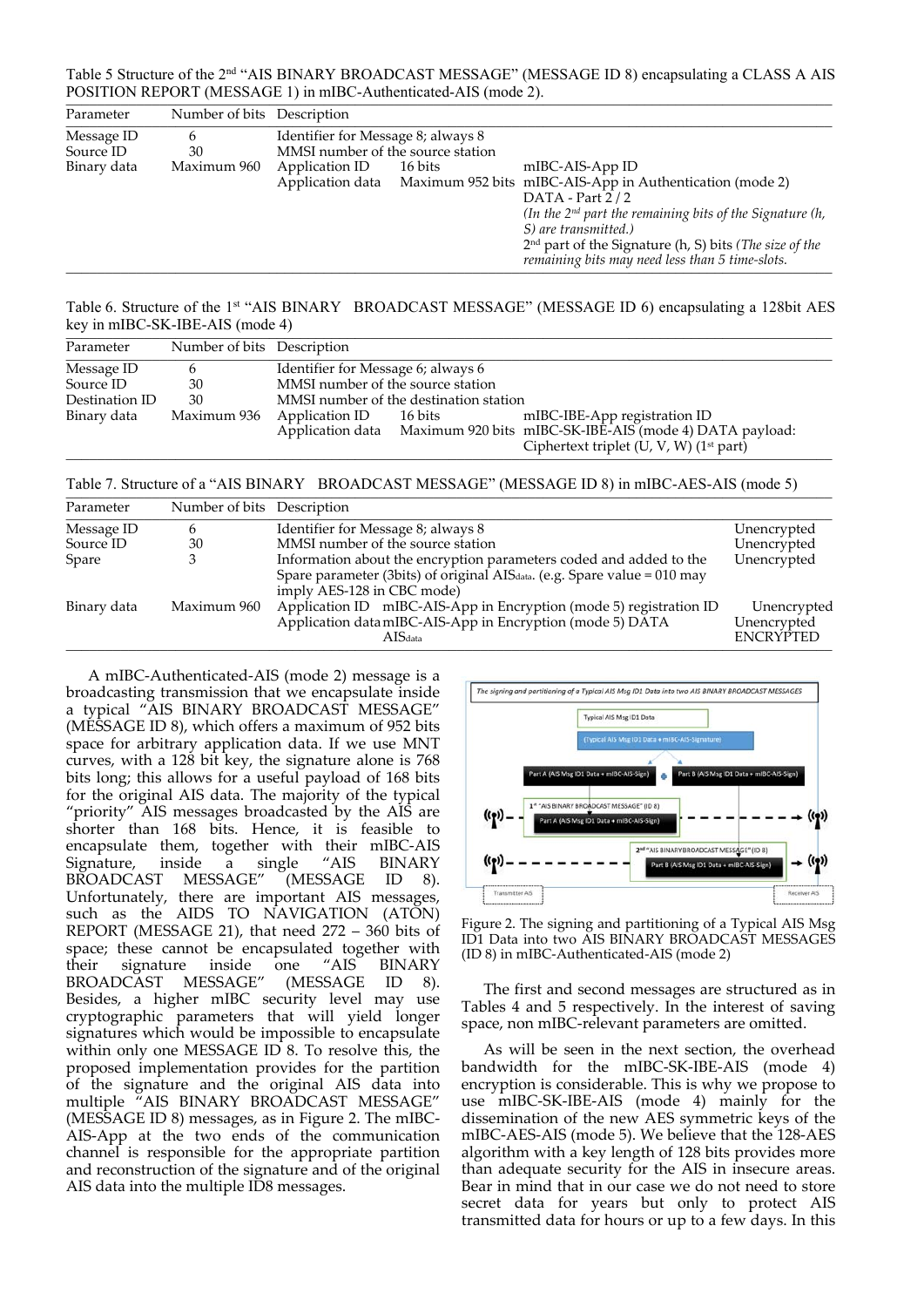Table 5 Structure of the 2nd "AIS BINARY BROADCAST MESSAGE" (MESSAGE ID 8) encapsulating a CLASS A AIS POSITION REPORT (MESSAGE 1) in mIBC-Authenticated-AIS (mode 2).

| Parameter | Number of bits | Description | | |
|---|---|---|---|---|
| Message ID | 6 | Identifier for Message 8; always 8 | | |
| Source ID | 30 | MMSI number of the source station | | |
| Binary data | Maximum 960 | Application ID | 16 bits | mIBC-AIS-App ID |
| | | Application data | Maximum 952 bits | mIBC-AIS-App in Authentication (mode 2) DATA - Part 2 / 2 *(In the 2nd part the remaining bits of the Signature (h, S) are transmitted.)* 2nd part of the Signature (h, S) bits *(The size of the remaining bits may need less than 5 time-slots.* |

Table 6. Structure of the 1st "AIS BINARY BROADCAST MESSAGE" (MESSAGE ID 6) encapsulating a 128bit AES key in mIBC-SK-IBE-AIS (mode 4)

| Parameter | Number of bits | Description | | |
|---|---|---|---|---|
| Message ID | 6 | Identifier for Message 6; always 6 | | |
| Source ID | 30 | MMSI number of the source station | | |
| Destination ID | 30 | MMSI number of the destination station | | |
| Binary data | Maximum 936 | Application ID | 16 bits | mIBC-IBE-App registration ID |
| | | Application data | Maximum 920 bits | mIBC-SK-IBE-AIS (mode 4) DATA payload: Ciphertext triplet (U, V, W) (1st part) |

Table 7. Structure of a "AIS BINARY BROADCAST MESSAGE" (MESSAGE ID 8) in mIBC-AES-AIS (mode 5)

| Parameter | Number of bits | Description | |
|---|---|---|---|
| Message ID | 6 | Identifier for Message 8; always 8 | Unencrypted |
| Source ID | 30 | MMSI number of the source station | Unencrypted |
| Spare | 3 | Information about the encryption parameters coded and added to the Spare parameter (3bits) of original $AIS_{data}$. (e.g. Spare value = 010 may imply AES-128 in CBC mode) | Unencrypted |
| Binary data | Maximum 960 | Application ID mIBC-AIS-App in Encryption (mode 5) registration ID | Unencrypted |
| | | Application data mIBC-AIS-App in Encryption (mode 5) DATA | Unencrypted |
| | | $AIS_{data}$ | ENCRYPTED |

A mIBC-Authenticated-AIS (mode 2) message is a broadcasting transmission that we encapsulate inside a typical "AIS BINARY BROADCAST MESSAGE" (MESSAGE ID 8), which offers a maximum of 952 bits space for arbitrary application data. If we use MNT curves, with a 128 bit key, the signature alone is 768 bits long; this allows for a useful payload of 168 bits for the original AIS data. The majority of the typical "priority" AIS messages broadcasted by the AIS are shorter than 168 bits. Hence, it is feasible to encapsulate them, together with their mIBC-AIS Signature, inside a single "AIS BINARY BROADCAST MESSAGE" (MESSAGE ID 8). Unfortunately, there are important AIS messages, such as the AIDS TO NAVIGATION (ATON) REPORT (MESSAGE 21), that need 272 – 360 bits of space; these cannot be encapsulated together with their signature inside one "AIS BINARY BROADCAST MESSAGE" (MESSAGE ID 8). Besides, a higher mIBC security level may use cryptographic parameters that will yield longer signatures which would be impossible to encapsulate within only one MESSAGE ID 8. To resolve this, the proposed implementation provides for the partition of the signature and the original AIS data into multiple "AIS BINARY BROADCAST MESSAGE" (MESSAGE ID 8) messages, as in Figure 2. The mIBC-AIS-App at the two ends of the communication channel is responsible for the appropriate partition and reconstruction of the signature and of the original AIS data into the multiple ID8 messages.

Figure 2. The signing and partitioning of a Typical AIS Msg ID1 Data into two AIS BINARY BROADCAST MESSAGES (ID 8) in mIBC-Authenticated-AIS (mode 2)

The first and second messages are structured as in Tables 4 and 5 respectively. In the interest of saving space, non mIBC-relevant parameters are omitted.

As will be seen in the next section, the overhead bandwidth for the mIBC-SK-IBE-AIS (mode 4) encryption is considerable. This is why we propose to use mIBC-SK-IBE-AIS (mode 4) mainly for the dissemination of the new AES symmetric keys of the mIBC-AES-AIS (mode 5). We believe that the 128-AES algorithm with a key length of 128 bits provides more than adequate security for the AIS in insecure areas. Bear in mind that in our case we do not need to store secret data for years but only to protect AIS transmitted data for hours or up to a few days. In this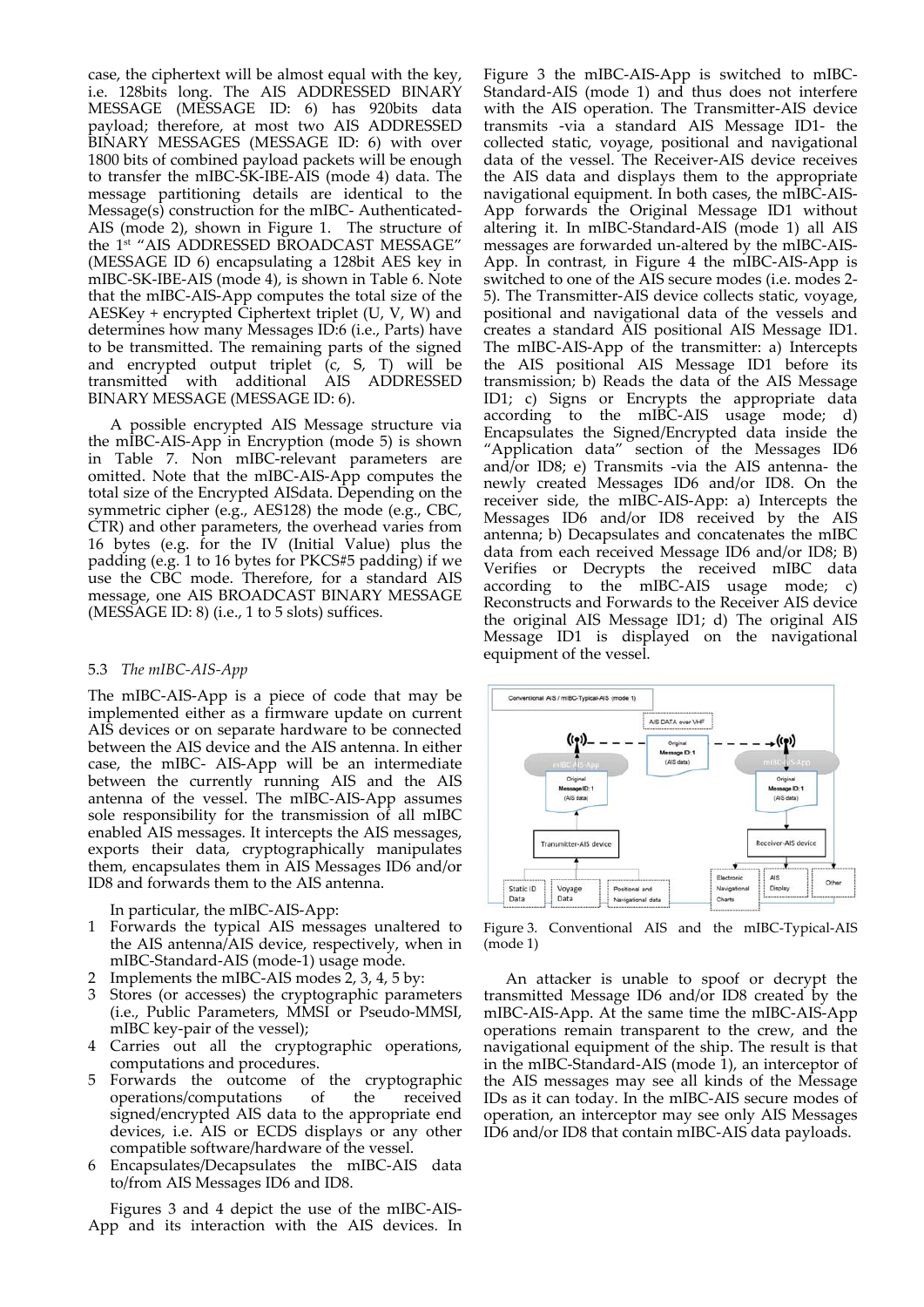case, the ciphertext will be almost equal with the key, i.e. 128bits long. The AIS ADDRESSED BINARY MESSAGE (MESSAGE ID: 6) has 920bits data payload; therefore, at most two AIS ADDRESSED BINARY MESSAGES (MESSAGE ID: 6) with over 1800 bits of combined payload packets will be enough to transfer the mIBC-SK-IBE-AIS (mode 4) data. The message partitioning details are identical to the Message(s) construction for the mIBC- Authenticated-AIS (mode 2), shown in Figure 1. The structure of the 1st "AIS ADDRESSED BROADCAST MESSAGE" (MESSAGE ID 6) encapsulating a 128bit AES key in mIBC-SK-IBE-AIS (mode 4), is shown in Table 6. Note that the mIBC-AIS-App computes the size of the AESKey + encrypted Ciphertext triplet (U, V, W) and determines how many Messages ID:6 (i.e., Parts) have to be transmitted. The remaining parts of the signed and encrypted output triplet (c, S, T) will be transmitted with additional AIS ADDRESSED BINARY MESSAGE (MESSAGE ID: 6).

A possible encrypted AIS Message structure via the mIBC-AIS-App in Encryption (mode 5) is shown in Table 7. Non mIBC-relevant parameters are omitted. Note that the mIBC-AIS-App computes the total size of the Encrypted AISdata. Depending on the symmetric cipher (e.g., AES128) the mode (e.g., CBC, CTR) and other parameters, the overhead varies from 16 bytes (e.g. for the IV (Initial Value) plus the padding (e.g. 1 to 16 bytes for PKCS#5 padding) if we use the CBC mode. Therefore, for a standard AIS message, one AIS BROADCAST BINARY MESSAGE (MESSAGE ID: 8) (i.e., 1 to 5 slots) suffices.

### 5.3 *The mIBC-AIS-App*

The mIBC-AIS-App is a piece of code that may be implemented either as a firmware update on current AIS devices or on separate hardware to be connected between the AIS device and the AIS antenna. In either case, the mIBC- AIS-App will be an intermediate between the currently running AIS and the AIS antenna of the vessel. The mIBC-AIS-App assumes sole responsibility for the transmission of all mIBC enabled AIS messages. It intercepts the AIS messages, exports their data, cryptographically manipulates them, encapsulates them in AIS Messages ID6 and/or ID8 and forwards them to the AIS antenna.

In particular, the mIBC-AIS-App:

1. Forwards the typical AIS messages unaltered to the AIS antenna/AIS device, respectively, when in mIBC-Standard-AIS (mode-1) usage mode.
2. Implements the mIBC-AIS modes 2, 3, 4, 5 by:
3. Stores (or accesses) the cryptographic parameters (i.e., Public Parameters, MMSI or Pseudo-MMSI, mIBC key-pair of the vessel);
4. Carries out all the cryptographic operations, computations and procedures.
5. Forwards the outcome of the cryptographic operations/computations of the received signed/encrypted AIS data to the appropriate end devices, i.e. AIS or ECDS displays or any other compatible software/hardware of the vessel.
6. Encapsulates/Decapsulates the mIBC-AIS data to/from AIS Messages ID6 and ID8.

Figures 3 and 4 depict the use of the mIBC-AIS-App and its interaction with the AIS devices. In Figure 3 the mIBC-AIS-App is switched to mIBC-Standard-AIS (mode 1) and thus does not interfere with the AIS operation. The Transmitter-AIS device transmits -via a standard AIS Message ID1- the collected static, voyage, positional and navigational data of the vessel. The Receiver-AIS device receives the AIS data and displays them to the appropriate navigational equipment. In both cases, the mIBC-AIS-App forwards the Original Message ID1 without altering it. In mIBC-Standard-AIS (mode 1) all AIS messages are forwarded un-altered by the mIBC-AIS-App. In contrast, in Figure 4 the mIBC-AIS-App is switched to one of the AIS secure modes (i.e. modes 2-5). The Transmitter-AIS device collects static, voyage, positional and navigational data of the vessels and creates a standard AIS positional AIS Message ID1. The mIBC-AIS-App of the transmitter: a) Intercepts the AIS positional AIS Message ID1 before its transmission; b) Reads the data of the AIS Message ID1; c) Signs or Encrypts the appropriate data according to the mIBC-AIS usage mode; d) Encapsulates the Signed/Encrypted data inside the "Application data" section of the Messages ID6 and/or ID8; e) Transmits -via the AIS antenna- the newly created Messages ID6 and/or ID8. On the receiver side, the mIBC-AIS-App: a) Intercepts the Messages ID6 and/or ID8 received by the AIS antenna; b) Decapsulates and concatenates the mIBC data from each received Message ID6 and/or ID8; B) Verifies or Decrypts the received mIBC data according to the mIBC-AIS usage mode; c) Reconstructs and Forwards to the Receiver AIS device the original AIS Message ID1; d) The original AIS Message ID1 is displayed on the navigational equipment of the vessel.

Figure 3. Conventional AIS and the mIBC-Typical-AIS (mode 1)

An attacker is unable to spoof or decrypt the transmitted Message ID6 and/or ID8 created by the mIBC-AIS-App. At the same time the mIBC-AIS-App operations remain transparent to the crew, and the navigational equipment of the ship. The result is that in the mIBC-Standard-AIS (mode 1), an interceptor of the AIS messages may see all kinds of the Message IDs as it can today. In the mIBC-AIS secure modes of operation, an interceptor may see only AIS Messages ID6 and/or ID8 that contain mIBC-AIS data payloads.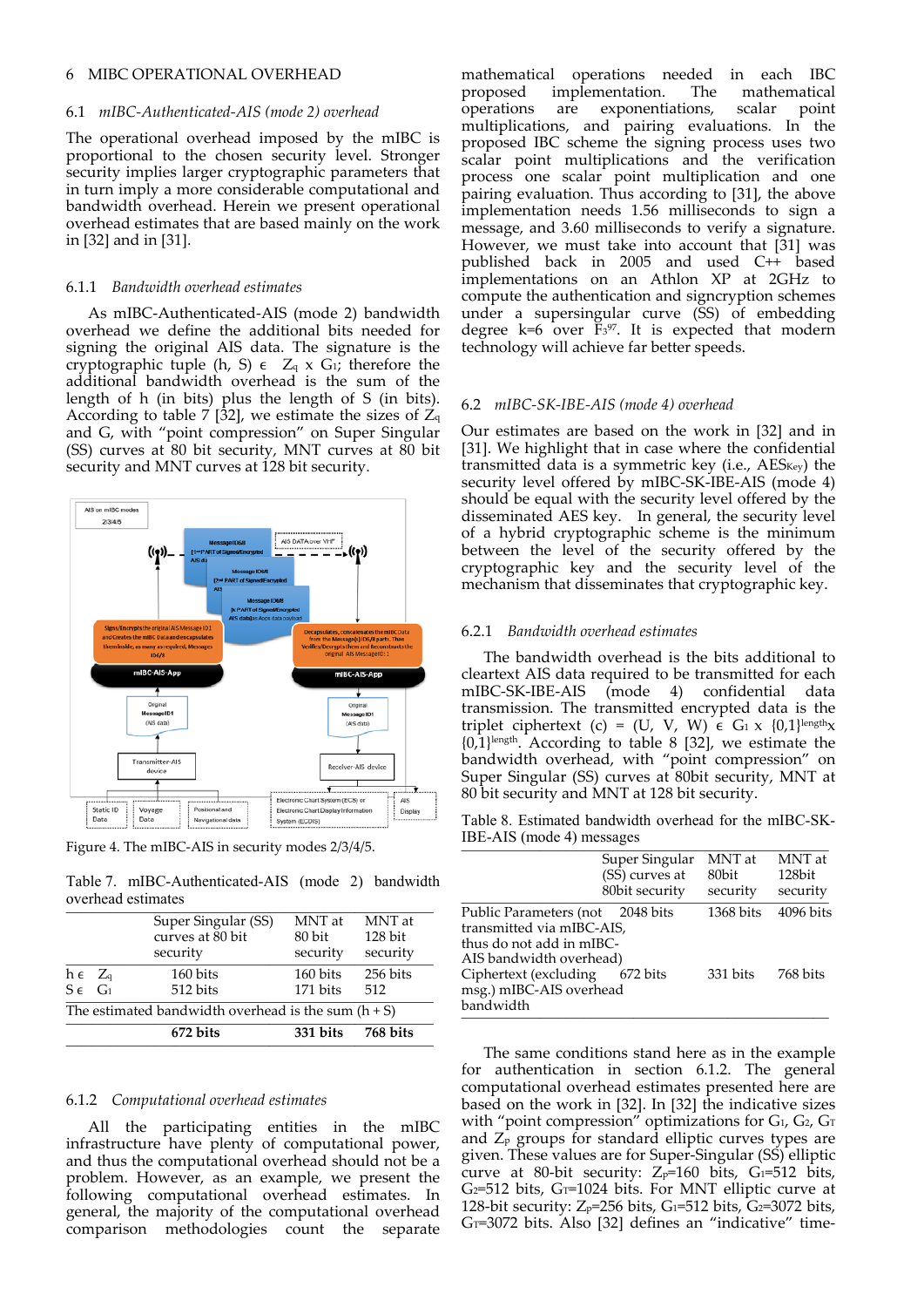## 6 MIBC OPERATIONAL OVERHEAD

### 6.1 *mIBC-Authenticated-AIS (mode 2) overhead*

The operational overhead imposed by the mIBC is proportional to the chosen security level. Stronger security implies larger cryptographic parameters that in turn imply a more considerable computational and bandwidth overhead. Herein we present operational overhead estimates that are based mainly on the work in [32] and in [31].

#### 6.1.1 *Bandwidth overhead estimates*

As mIBC-Authenticated-AIS (mode 2) bandwidth overhead we define the additional bits needed for signing the original AIS data. The signature is the cryptographic tuple $(h, S) \in Z_q \times G_1$; therefore the additional bandwidth overhead is the sum of the length of h (in bits) plus the length of S (in bits). According to table 7 [32], we estimate the sizes of $Z_q$ and G, with "point compression" on Super Singular (SS) curves at 80 bit security, MNT curves at 80 bit security and MNT curves at 128 bit security.

Figure 4. The mIBC-AIS in security modes 2/3/4/5.

Table 7. mIBC-Authenticated-AIS (mode 2) bandwidth overhead estimates

| | Super Singular (SS) curves at 80 bit security | MNT at 80 bit security | MNT at 128 bit security |
|---|---|---|---|
| $h \in Z_q$ | 160 bits | 160 bits | 256 bits |
| $S \in G_1$ | 512 bits | 171 bits | 512 |
| The estimated bandwidth overhead is the sum (h + S) | | | |
| | **672 bits** | **331 bits** | **768 bits** |

#### 6.1.2 *Computational overhead estimates*

All the participating entities in the mIBC infrastructure have plenty of computational power, and thus the computational overhead should not be a problem. However, as an example, we present the following computational overhead estimates. In general, the majority of the computational overhead comparison methodologies count the separate mathematical operations needed in each IBC proposed implementation. The mathematical operations are exponentiations, scalar point multiplications, and pairing evaluations. In the proposed IBC scheme the signing process uses two scalar point multiplications and the verification process one scalar point multiplication and one pairing evaluation. Thus according to [31], the above implementation needs 1.56 milliseconds to sign a message, and 3.60 milliseconds to verify a signature. However, we must take into account that [31] was published back in 2005 and used C++ based implementations on an Athlon XP at 2GHz to compute the authentication and signcryption schemes under a supersingular curve (SS) of embedding degree k=6 over $F_{3^{97}}$. It is expected that modern technology will achieve far better speeds.

### 6.2 *mIBC-SK-IBE-AIS (mode 4) overhead*

Our estimates are based on the work in [32] and in [31]. We highlight that in case where the confidential transmitted data is a symmetric key (i.e., $AES_{Key}$) the security level offered by mIBC-SK-IBE-AIS (mode 4) should be equal with the security level offered by the disseminated AES key. In general, the security level of a hybrid cryptographic scheme is the minimum between the level of the security offered by the cryptographic key and the security level of the mechanism that disseminates that cryptographic key.

#### 6.2.1 *Bandwidth overhead estimates*

The bandwidth overhead is the bits additional to cleartext AIS data required to be transmitted for each mIBC-SK-IBE-AIS (mode 4) confidential data transmission. The transmitted encrypted data is the triplet ciphertext $(c) = (U, V, W) \in G_1 \times \{0,1\}^{length} \times \{0,1\}^{length}$. According to table 8 [32], we estimate the bandwidth overhead, with "point compression" on Super Singular (SS) curves at 80bit security, MNT at 80 bit security and MNT at 128 bit security.

Table 8. Estimated bandwidth overhead for the mIBC-SK-IBE-AIS (mode 4) messages

| | Super Singular (SS) curves at 80bit security | MNT at 80bit security | MNT at 128bit security |
|---|---|---|---|
| Public Parameters (not transmitted via mIBC-AIS, thus do not add in mIBC-AIS bandwidth overhead) | 2048 bits | 1368 bits | 4096 bits |
| Ciphertext (excluding msg.) mIBC-AIS overhead bandwidth | 672 bits | 331 bits | 768 bits |

The same conditions stand here as in the example for authentication in section 6.1.2. The general computational overhead estimates presented here are based on the work in [32]. In [32] the indicative sizes with "point compression" optimizations for $G_1$, $G_2$, $G_T$ and $Z_p$ groups for standard elliptic curves types are given. These values are for Super-Singular (SS) elliptic curve at 80-bit security: $Z_p$=160 bits, $G_1$=512 bits, $G_2$=512 bits, $G_T$=1024 bits. For MNT elliptic curve at 128-bit security: $Z_p$=256 bits, $G_1$=512 bits, $G_2$=3072 bits, $G_T$=3072 bits. Also [32] defines an "indicative" time-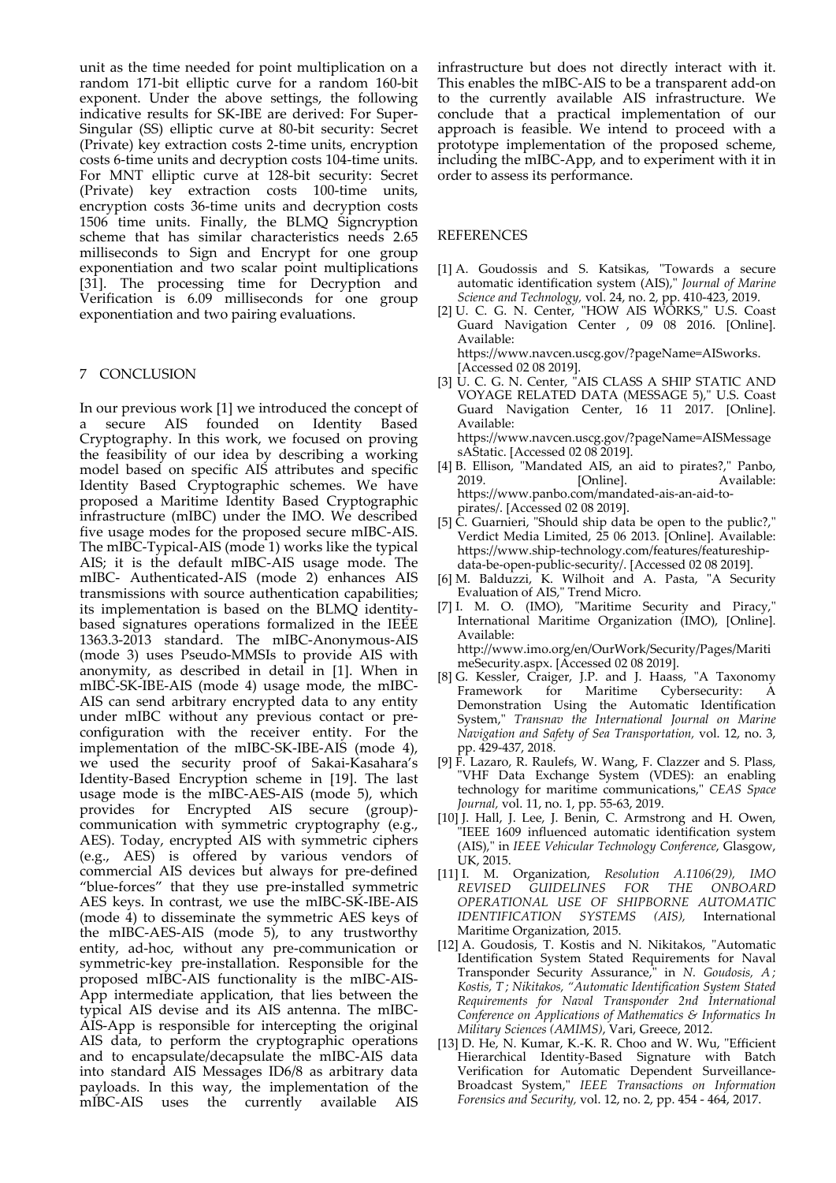unit as the time needed for point multiplication on a random 171-bit elliptic curve for a random 160-bit exponent. Under the above settings, the following indicative results for SK-IBE are derived: For Super-Singular (SS) elliptic curve at 80-bit security: Secret (Private) key extraction costs 2-time units, encryption costs 6-time units and decryption costs 104-time units. For MNT elliptic curve at 128-bit security: Secret (Private) key extraction costs 100-time units, encryption costs 36-time units and decryption costs 1506 time units. Finally, the BLMQ Signcryption scheme that has similar characteristics needs 2.65 milliseconds to Sign and Encrypt for one group exponentiation and two scalar point multiplications [31]. The processing time for Decryption and Verification is 6.09 milliseconds for one group exponentiation and two pairing evaluations.

## 7 CONCLUSION

In our previous work [1] we introduced the concept of a secure AIS founded on Identity Based Cryptography. In this work, we focused on proving the feasibility of our idea by describing a working model based on specific AIS attributes and specific Identity Based Cryptographic schemes. We have proposed a Maritime Identity Based Cryptographic infrastructure (mIBC) under the IMO. We described five usage modes for the proposed secure mIBC-AIS. The mIBC-Typical-AIS (mode 1) works like the typical AIS; it is the default mIBC-AIS usage mode. The mIBC- Authenticated-AIS (mode 2) enhances AIS transmissions with source authentication capabilities; its implementation is based on the BLMQ identity-based signatures operations formalized in the IEEE 1363.3-2013 standard. The mIBC-Anonymous-AIS (mode 3) uses Pseudo-MMSIs to provide AIS with anonymity, as described in detail in [1]. When in mIBC-SK-IBE-AIS (mode 4) usage mode, the mIBC-AIS can send arbitrary encrypted data to any entity under mIBC without any previous contact or pre-configuration with the receiver entity. For the implementation of the mIBC-SK-IBE-AIS (mode 4), we used the security proof of Sakai-Kasahara's Identity-Based Encryption scheme in [19]. The last usage mode is the mIBC-AES-AIS (mode 5), which provides for Encrypted AIS secure (group)-communication with symmetric cryptography (e.g., AES). Today, encrypted AIS with symmetric ciphers (e.g., AES) is offered by various vendors of commercial AIS devices but always for pre-defined "blue-forces" that they use pre-installed symmetric AES keys. In contrast, we use the mIBC-SK-IBE-AIS (mode 4) to disseminate the symmetric AES keys of the mIBC-AES-AIS (mode 5), to any trustworthy entity, ad-hoc, without any pre-communication or symmetric-key pre-installation. Responsible for the proposed mIBC-AIS functionality is the mIBC-AIS-App intermediate application, that lies between the typical AIS devise and its AIS antenna. The mIBC-AIS-App is responsible for intercepting the original AIS data, to perform the cryptographic operations and to encapsulate/decapsulate the mIBC-AIS data into standard AIS Messages ID6/8 as arbitrary data payloads. In this way, the implementation of the mIBC-AIS uses the currently available AIS infrastructure but does not directly interact with it. This enables the mIBC-AIS to be a transparent add-on to the currently available AIS infrastructure. We conclude that a practical implementation of our approach is feasible. We intend to proceed with a prototype implementation of the proposed scheme, including the mIBC-App, and to experiment with it in order to assess its performance.

## REFERENCES

[1] A. Goudossis and S. Katsikas, "Towards a secure automatic identification system (AIS)," *Journal of Marine Science and Technology,* vol. 24, no. 2, pp. 410-423, 2019.

[2] U. C. G. N. Center, "HOW AIS WORKS," U.S. Coast Guard Navigation Center , 09 08 2016. [Online]. Available: https://www.navcen.uscg.gov/?pageName=AISworks. [Accessed 02 08 2019].

[3] U. C. G. N. Center, "AIS CLASS A SHIP STATIC AND VOYAGE RELATED DATA (MESSAGE 5)," U.S. Coast Guard Navigation Center, 16 11 2017. [Online]. Available: https://www.navcen.uscg.gov/?pageName=AISMessagesAStatic. [Accessed 02 08 2019].

[4] B. Ellison, "Mandated AIS, an aid to pirates?," Panbo, 2019. [Online]. Available: https://www.panbo.com/mandated-ais-an-aid-to-pirates/. [Accessed 02 08 2019].

[5] C. Guarnieri, "Should ship data be open to the public?," Verdict Media Limited, 25 06 2013. [Online]. Available: https://www.ship-technology.com/features/featureship-data-be-open-public-security/. [Accessed 02 08 2019].

[6] M. Balduzzi, K. Wilhoit and A. Pasta, "A Security Evaluation of AIS," Trend Micro.

[7] I. M. O. (IMO), "Maritime Security and Piracy," International Maritime Organization (IMO), [Online]. Available: http://www.imo.org/en/OurWork/Security/Pages/MaritimeSecurity.aspx. [Accessed 02 08 2019].

[8] G. Kessler, Craiger, J.P. and J. Haass, "A Taxonomy Framework for Maritime Cybersecurity: A Demonstration Using the Automatic Identification System," *Transnav the International Journal on Marine Navigation and Safety of Sea Transportation,* vol. 12, no. 3, pp. 429-437, 2018.

[9] F. Lazaro, R. Raulefs, W. Wang, F. Clazzer and S. Plass, "VHF Data Exchange System (VDES): an enabling technology for maritime communications," *CEAS Space Journal,* vol. 11, no. 1, pp. 55-63, 2019.

[10] J. Hall, J. Lee, J. Benin, C. Armstrong and H. Owen, "IEEE 1609 influenced automatic identification system (AIS)," in *IEEE Vehicular Technology Conference,* Glasgow, UK, 2015.

[11] I. M. Organization, *Resolution A.1106(29), IMO REVISED GUIDELINES FOR THE ONBOARD OPERATIONAL USE OF SHIPBORNE AUTOMATIC IDENTIFICATION SYSTEMS (AIS),* International Maritime Organization, 2015.

[12] A. Goudosis, T. Kostis and N. Nikitakos, "Automatic Identification System Stated Requirements for Naval Transponder Security Assurance," in *N. Goudosis, A ; Kostis, T ; Nikitakos, "Automatic Identification System Stated Requirements for Naval Transponder 2nd International Conference on Applications of Mathematics & Informatics In Military Sciences (AMIMS)*, Vari, Greece, 2012.

[13] D. He, N. Kumar, K.-K. R. Choo and W. Wu, "Efficient Hierarchical Identity-Based Signature with Batch Verification for Automatic Dependent Surveillance-Broadcast System," *IEEE Transactions on Information Forensics and Security,* vol. 12, no. 2, pp. 454 - 464, 2017.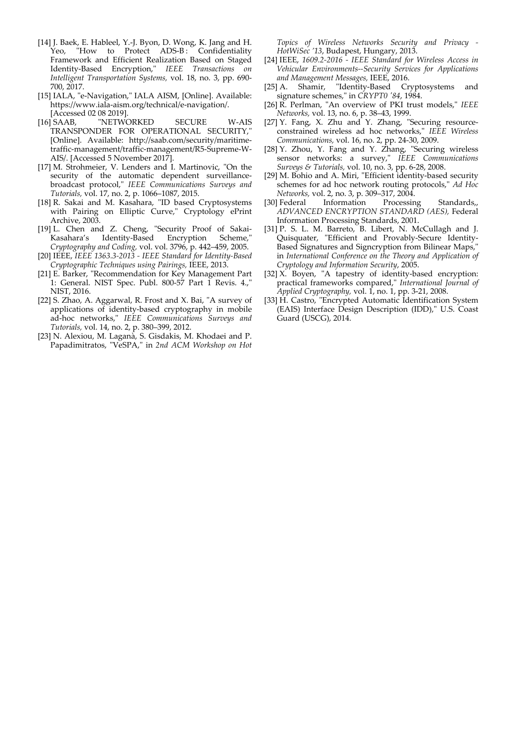[14] J. Baek, E. Hableel, Y.-J. Byon, D. Wong, K. Jang and H. Yeo, "How to Protect ADS-B: Confidentiality Framework and Efficient Realization Based on Staged Identity-Based Encryption," *IEEE Transactions on Intelligent Transportation Systems,* vol. 18, no. 3, pp. 690-700, 2017.

[15] IALA, "e-Navigation," IALA AISM, [Online]. Available: https://www.iala-aism.org/technical/e-navigation/. [Accessed 02 08 2019].

[16] SAAB, "NETWORKED SECURE W-AIS TRANSPONDER FOR OPERATIONAL SECURITY," [Online]. Available: http://saab.com/security/maritime-traffic-management/traffic-management/R5-Supreme-W-AIS/. [Accessed 5 November 2017].

[17] M. Strohmeier, V. Lenders and I. Martinovic, "On the security of the automatic dependent surveillance-broadcast protocol," *IEEE Communications Surveys and Tutorials,* vol. 17, no. 2, p. 1066–1087, 2015.

[18] R. Sakai and M. Kasahara, "ID based Cryptosystems with Pairing on Elliptic Curve," Cryptology ePrint Archive, 2003.

[19] L. Chen and Z. Cheng, "Security Proof of Sakai-Kasahara's Identity-Based Encryption Scheme," *Cryptography and Coding,* vol. vol. 3796, p. 442–459, 2005.

[20] IEEE, *IEEE 1363.3-2013 - IEEE Standard for Identity-Based Cryptographic Techniques using Pairings,* IEEE, 2013.

[21] E. Barker, "Recommendation for Key Management Part 1: General. NIST Spec. Publ. 800-57 Part 1 Revis. 4.," NIST, 2016.

[22] S. Zhao, A. Aggarwal, R. Frost and X. Bai, "A survey of applications of identity-based cryptography in mobile ad-hoc networks," *IEEE Communications Surveys and Tutorials,* vol. 14, no. 2, p. 380–399, 2012.

[23] N. Alexiou, M. Laganà, S. Gisdakis, M. Khodaei and P. Papadimitratos, "VeSPA," in *2nd ACM Workshop on Hot Topics of Wireless Networks Security and Privacy - HotWiSec '13*, Budapest, Hungary, 2013.

[24] IEEE, *1609.2-2016 - IEEE Standard for Wireless Access in Vehicular Environments--Security Services for Applications and Management Messages,* IEEE, 2016.

[25] A. Shamir, "Identity-Based Cryptosystems and signature schemes," in *CRYPT0 '84*, 1984.

[26] R. Perlman, "An overview of PKI trust models," *IEEE Networks,* vol. 13, no. 6, p. 38–43, 1999.

[27] Y. Fang, X. Zhu and Y. Zhang, "Securing resource-constrained wireless ad hoc networks," *IEEE Wireless Communications,* vol. 16, no. 2, pp. 24-30, 2009.

[28] Y. Zhou, Y. Fang and Y. Zhang, "Securing wireless sensor networks: a survey," *IEEE Communications Surveys & Tutorials,* vol. 10, no. 3, pp. 6-28, 2008.

[29] M. Bohio and A. Miri, "Efficient identity-based security schemes for ad hoc network routing protocols," *Ad Hoc Networks,* vol. 2, no. 3, p. 309–317, 2004.

[30] Federal Information Processing Standards,, *ADVANCED ENCRYPTION STANDARD (AES),* Federal Information Processing Standards, 2001.

[31] P. S. L. M. Barreto, B. Libert, N. McCullagh and J. Quisquater, "Efficient and Provably-Secure Identity-Based Signatures and Signcryption from Bilinear Maps," in *International Conference on the Theory and Application of Cryptology and Information Security*, 2005.

[32] X. Boyen, "A tapestry of identity-based encryption: practical frameworks compared," *International Journal of Applied Cryptography,* vol. 1, no. 1, pp. 3-21, 2008.

[33] H. Castro, "Encrypted Automatic Identification System (EAIS) Interface Design Description (IDD)," U.S. Coast Guard (USCG), 2014.